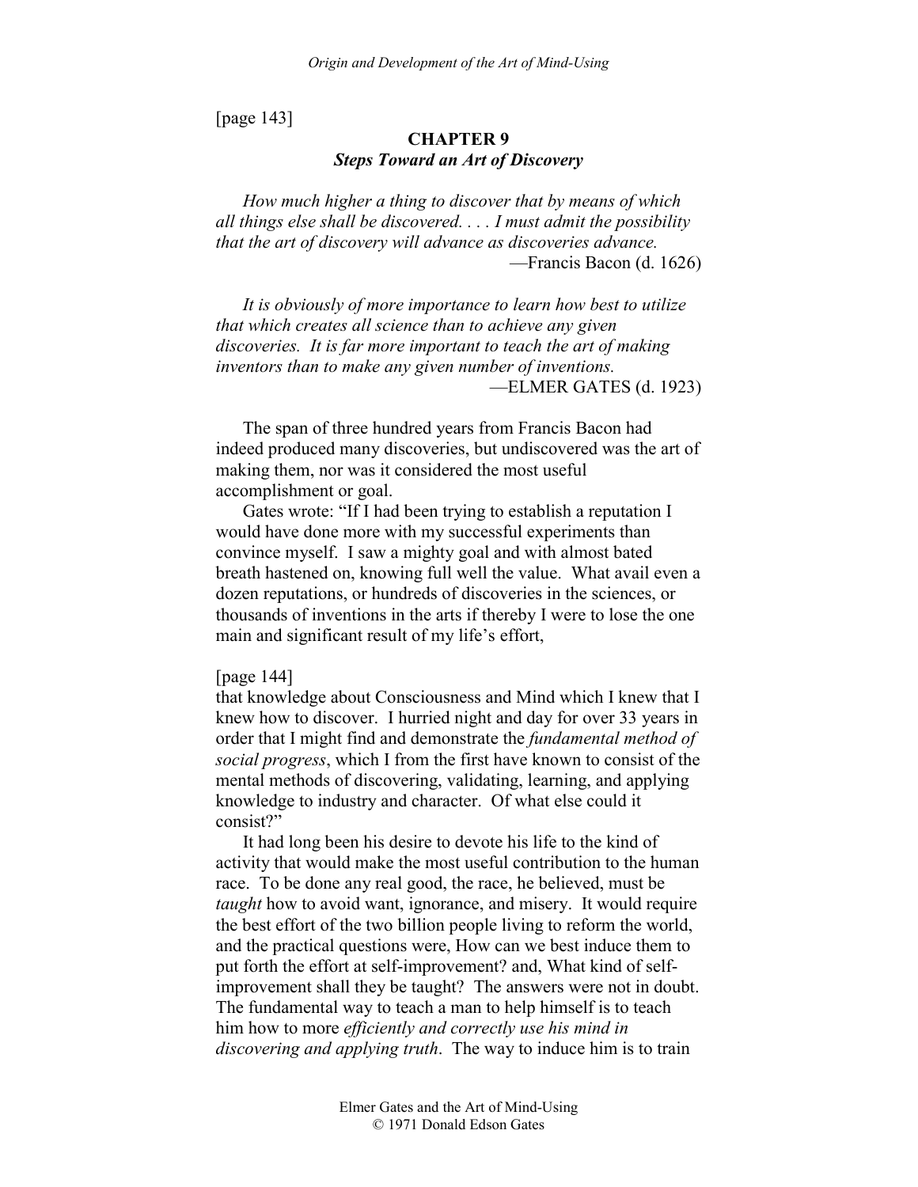[page 143]

# CHAPTER 9
## *Steps Toward an Art of Discovery*

*How much higher a thing to discover that by means of which all things else shall be discovered. . . . I must admit the possibility that the art of discovery will advance as discoveries advance.*
—Francis Bacon (d. 1626)

*It is obviously of more importance to learn how best to utilize that which creates all science than to achieve any given discoveries. It is far more important to teach the art of making inventors than to make any given number of inventions.*
—ELMER GATES (d. 1923)

The span of three hundred years from Francis Bacon had indeed produced many discoveries, but undiscovered was the art of making them, nor was it considered the most useful accomplishment or goal.

Gates wrote: "If I had been trying to establish a reputation I would have done more with my successful experiments than convince myself. I saw a mighty goal and with almost bated breath hastened on, knowing full well the value. What avail even a dozen reputations, or hundreds of discoveries in the sciences, or thousands of inventions in the arts if thereby I were to lose the one main and significant result of my life's effort,

[page 144]

that knowledge about Consciousness and Mind which I knew that I knew how to discover. I hurried night and day for over 33 years in order that I might find and demonstrate the *fundamental method of social progress*, which I from the first have known to consist of the mental methods of discovering, validating, learning, and applying knowledge to industry and character. Of what else could it consist?"

It had long been his desire to devote his life to the kind of activity that would make the most useful contribution to the human race. To be done any real good, the race, he believed, must be *taught* how to avoid want, ignorance, and misery. It would require the best effort of the two billion people living to reform the world, and the practical questions were, How can we best induce them to put forth the effort at self-improvement? and, What kind of self-improvement shall they be taught? The answers were not in doubt. The fundamental way to teach a man to help himself is to teach him how to more *efficiently and correctly use his mind in discovering and applying truth*. The way to induce him is to train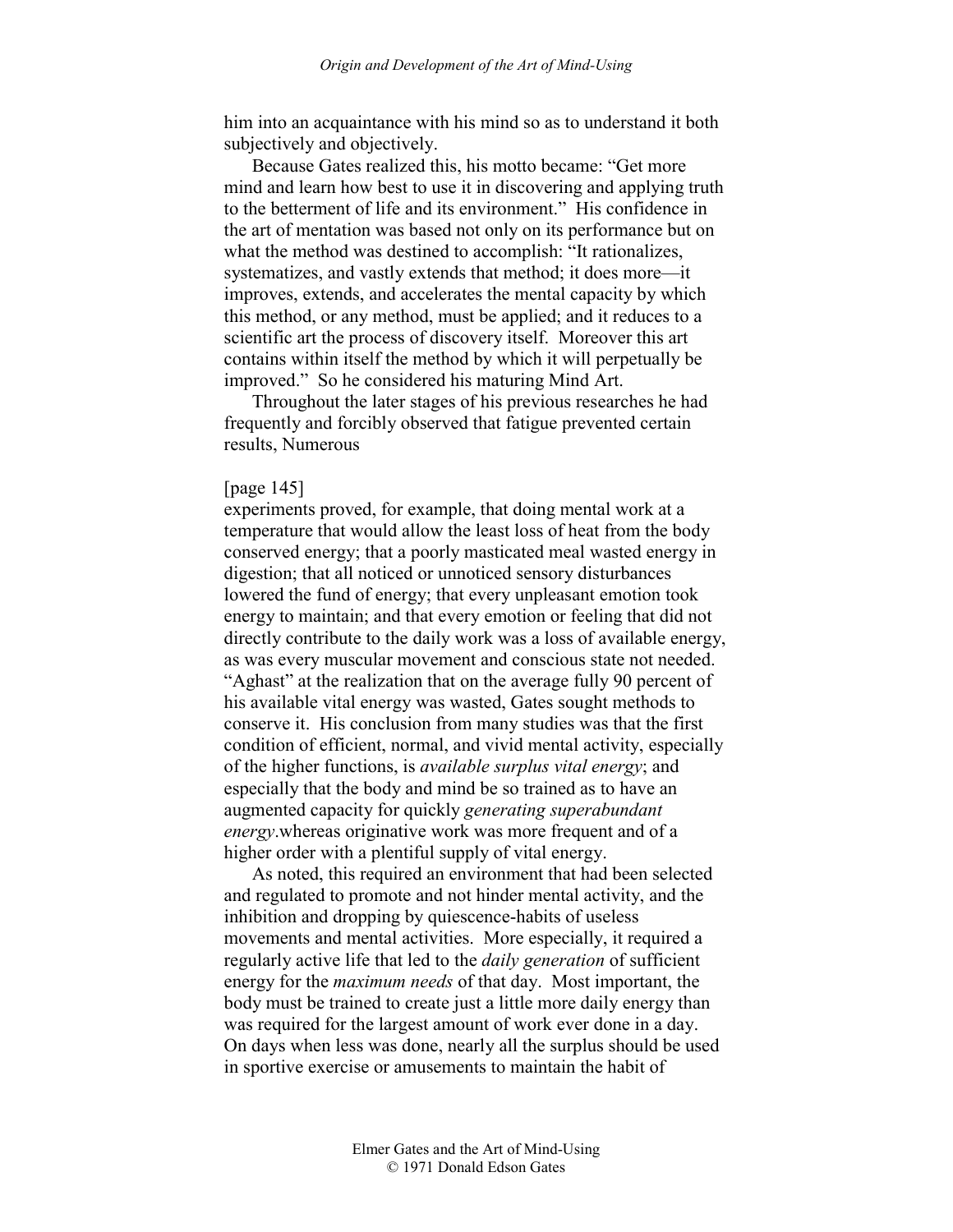him into an acquaintance with his mind so as to understand it both subjectively and objectively.

Because Gates realized this, his motto became: "Get more mind and learn how best to use it in discovering and applying truth to the betterment of life and its environment." His confidence in the art of mentation was based not only on its performance but on what the method was destined to accomplish: "It rationalizes, systematizes, and vastly extends that method; it does more—it improves, extends, and accelerates the mental capacity by which this method, or any method, must be applied; and it reduces to a scientific art the process of discovery itself. Moreover this art contains within itself the method by which it will perpetually be improved." So he considered his maturing Mind Art.

Throughout the later stages of his previous researches he had frequently and forcibly observed that fatigue prevented certain results, Numerous

[page 145]

experiments proved, for example, that doing mental work at a temperature that would allow the least loss of heat from the body conserved energy; that a poorly masticated meal wasted energy in digestion; that all noticed or unnoticed sensory disturbances lowered the fund of energy; that every unpleasant emotion took energy to maintain; and that every emotion or feeling that did not directly contribute to the daily work was a loss of available energy, as was every muscular movement and conscious state not needed. "Aghast" at the realization that on the average fully 90 percent of his available vital energy was wasted, Gates sought methods to conserve it. His conclusion from many studies was that the first condition of efficient, normal, and vivid mental activity, especially of the higher functions, is *available surplus vital energy*; and especially that the body and mind be so trained as to have an augmented capacity for quickly *generating superabundant energy*.whereas originative work was more frequent and of a higher order with a plentiful supply of vital energy.

As noted, this required an environment that had been selected and regulated to promote and not hinder mental activity, and the inhibition and dropping by quiescence-habits of useless movements and mental activities. More especially, it required a regularly active life that led to the *daily generation* of sufficient energy for the *maximum needs* of that day. Most important, the body must be trained to create just a little more daily energy than was required for the largest amount of work ever done in a day. On days when less was done, nearly all the surplus should be used in sportive exercise or amusements to maintain the habit of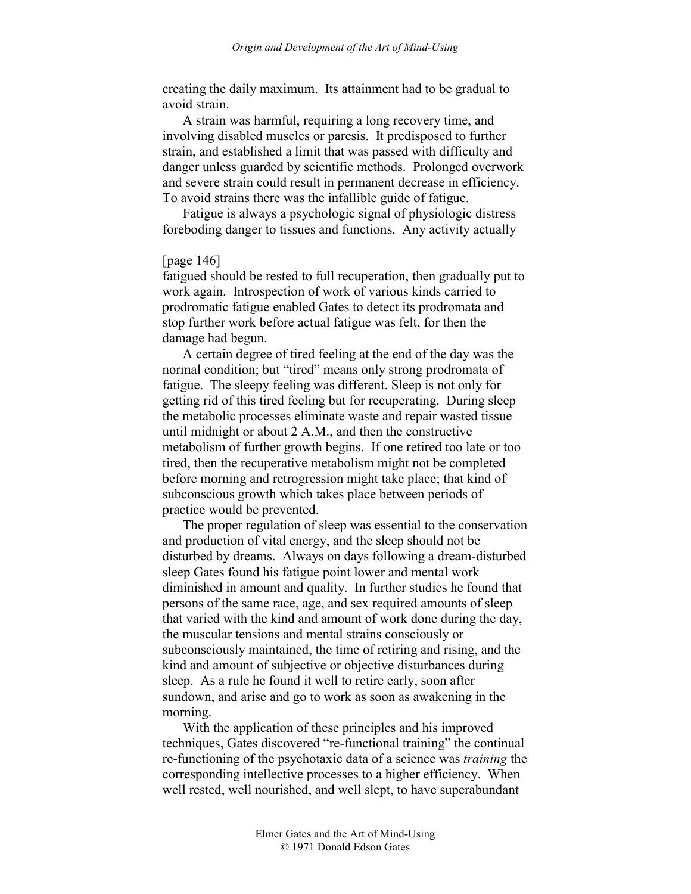creating the daily maximum. Its attainment had to be gradual to avoid strain.

A strain was harmful, requiring a long recovery time, and involving disabled muscles or paresis. It predisposed to further strain, and established a limit that was passed with difficulty and danger unless guarded by scientific methods. Prolonged overwork and severe strain could result in permanent decrease in efficiency. To avoid strains there was the infallible guide of fatigue.

Fatigue is always a psychologic signal of physiologic distress foreboding danger to tissues and functions. Any activity actually

[page 146]

fatigued should be rested to full recuperation, then gradually put to work again. Introspection of work of various kinds carried to prodromatic fatigue enabled Gates to detect its prodromata and stop further work before actual fatigue was felt, for then the damage had begun.

A certain degree of tired feeling at the end of the day was the normal condition; but "tired" means only strong prodromata of fatigue. The sleepy feeling was different. Sleep is not only for getting rid of this tired feeling but for recuperating. During sleep the metabolic processes eliminate waste and repair wasted tissue until midnight or about 2 A.M., and then the constructive metabolism of further growth begins. If one retired too late or too tired, then the recuperative metabolism might not be completed before morning and retrogression might take place; that kind of subconscious growth which takes place between periods of practice would be prevented.

The proper regulation of sleep was essential to the conservation and production of vital energy, and the sleep should not be disturbed by dreams. Always on days following a dream-disturbed sleep Gates found his fatigue point lower and mental work diminished in amount and quality. In further studies he found that persons of the same race, age, and sex required amounts of sleep that varied with the kind and amount of work done during the day, the muscular tensions and mental strains consciously or subconsciously maintained, the time of retiring and rising, and the kind and amount of subjective or objective disturbances during sleep. As a rule he found it well to retire early, soon after sundown, and arise and go to work as soon as awakening in the morning.

With the application of these principles and his improved techniques, Gates discovered "re-functional training" the continual re-functioning of the psychotaxic data of a science was *training* the corresponding intellective processes to a higher efficiency. When well rested, well nourished, and well slept, to have superabundant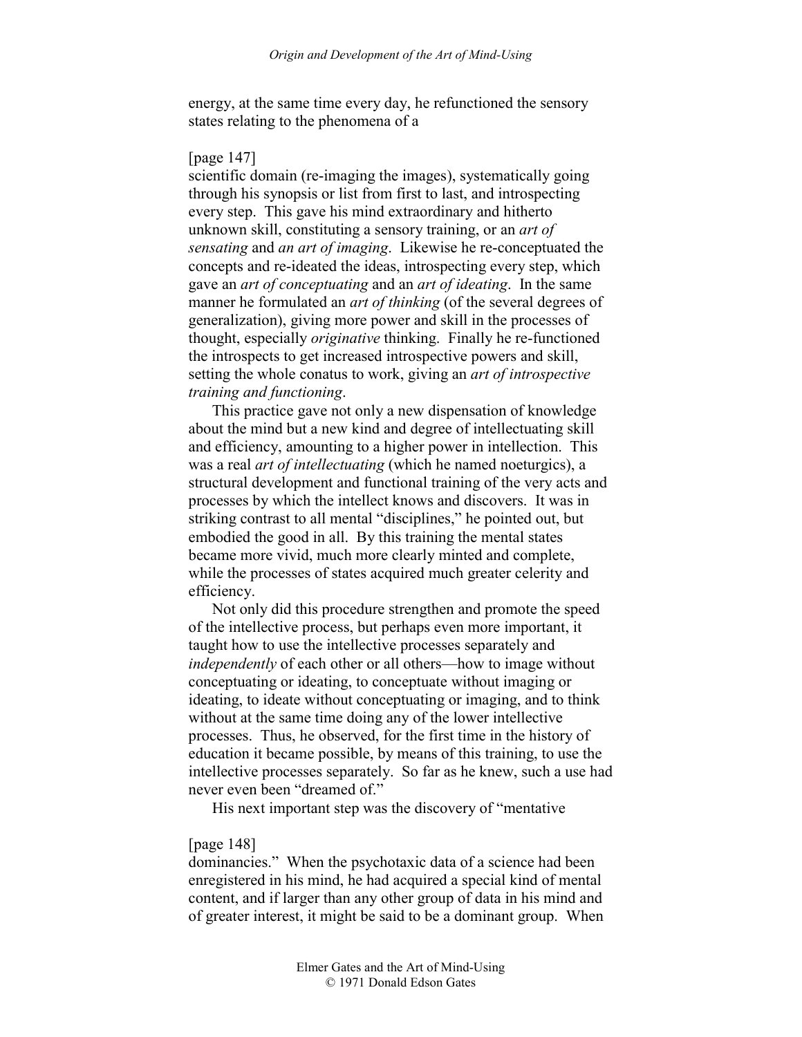energy, at the same time every day, he refunctioned the sensory states relating to the phenomena of a

[page 147]
scientific domain (re-imaging the images), systematically going through his synopsis or list from first to last, and introspecting every step. This gave his mind extraordinary and hitherto unknown skill, constituting a sensory training, or an *art of sensating* and *an art of imaging*. Likewise he re-conceptuated the concepts and re-ideated the ideas, introspecting every step, which gave an *art of conceptuating* and an *art of ideating*. In the same manner he formulated an *art of thinking* (of the several degrees of generalization), giving more power and skill in the processes of thought, especially *originative* thinking. Finally he re-functioned the introspects to get increased introspective powers and skill, setting the whole conatus to work, giving an *art of introspective training and functioning*.

This practice gave not only a new dispensation of knowledge about the mind but a new kind and degree of intellectuating skill and efficiency, amounting to a higher power in intellection. This was a real *art of intellectuating* (which he named noeturgics), a structural development and functional training of the very acts and processes by which the intellect knows and discovers. It was in striking contrast to all mental "disciplines," he pointed out, but embodied the good in all. By this training the mental states became more vivid, much more clearly minted and complete, while the processes of states acquired much greater celerity and efficiency.

Not only did this procedure strengthen and promote the speed of the intellective process, but perhaps even more important, it taught how to use the intellective processes separately and *independently* of each other or all others—how to image without conceptuating or ideating, to conceptuate without imaging or ideating, to ideate without conceptuating or imaging, and to think without at the same time doing any of the lower intellective processes. Thus, he observed, for the first time in the history of education it became possible, by means of this training, to use the intellective processes separately. So far as he knew, such a use had never even been "dreamed of."

His next important step was the discovery of "mentative

[page 148]
dominancies." When the psychotaxic data of a science had been enregistered in his mind, he had acquired a special kind of mental content, and if larger than any other group of data in his mind and of greater interest, it might be said to be a dominant group. When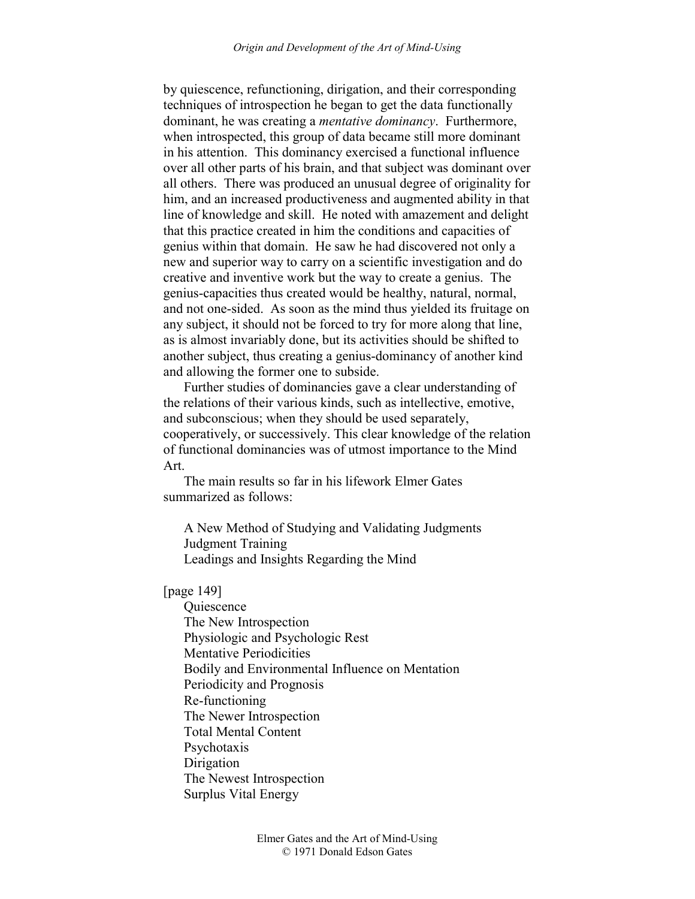by quiescence, refunctioning, dirigation, and their corresponding techniques of introspection he began to get the data functionally dominant, he was creating a *mentative dominancy*. Furthermore, when introspected, this group of data became still more dominant in his attention. This dominancy exercised a functional influence over all other parts of his brain, and that subject was dominant over all others. There was produced an unusual degree of originality for him, and an increased productiveness and augmented ability in that line of knowledge and skill. He noted with amazement and delight that this practice created in him the conditions and capacities of genius within that domain. He saw he had discovered not only a new and superior way to carry on a scientific investigation and do creative and inventive work but the way to create a genius. The genius-capacities thus created would be healthy, natural, normal, and not one-sided. As soon as the mind thus yielded its fruitage on any subject, it should not be forced to try for more along that line, as is almost invariably done, but its activities should be shifted to another subject, thus creating a genius-dominancy of another kind and allowing the former one to subside.

Further studies of dominancies gave a clear understanding of the relations of their various kinds, such as intellective, emotive, and subconscious; when they should be used separately, cooperatively, or successively. This clear knowledge of the relation of functional dominancies was of utmost importance to the Mind Art.

The main results so far in his lifework Elmer Gates summarized as follows:

A New Method of Studying and Validating Judgments
Judgment Training
Leadings and Insights Regarding the Mind

[page 149]

Quiescence
The New Introspection
Physiologic and Psychologic Rest
Mentative Periodicities
Bodily and Environmental Influence on Mentation
Periodicity and Prognosis
Re-functioning
The Newer Introspection
Total Mental Content
Psychotaxis
Dirigation
The Newest Introspection
Surplus Vital Energy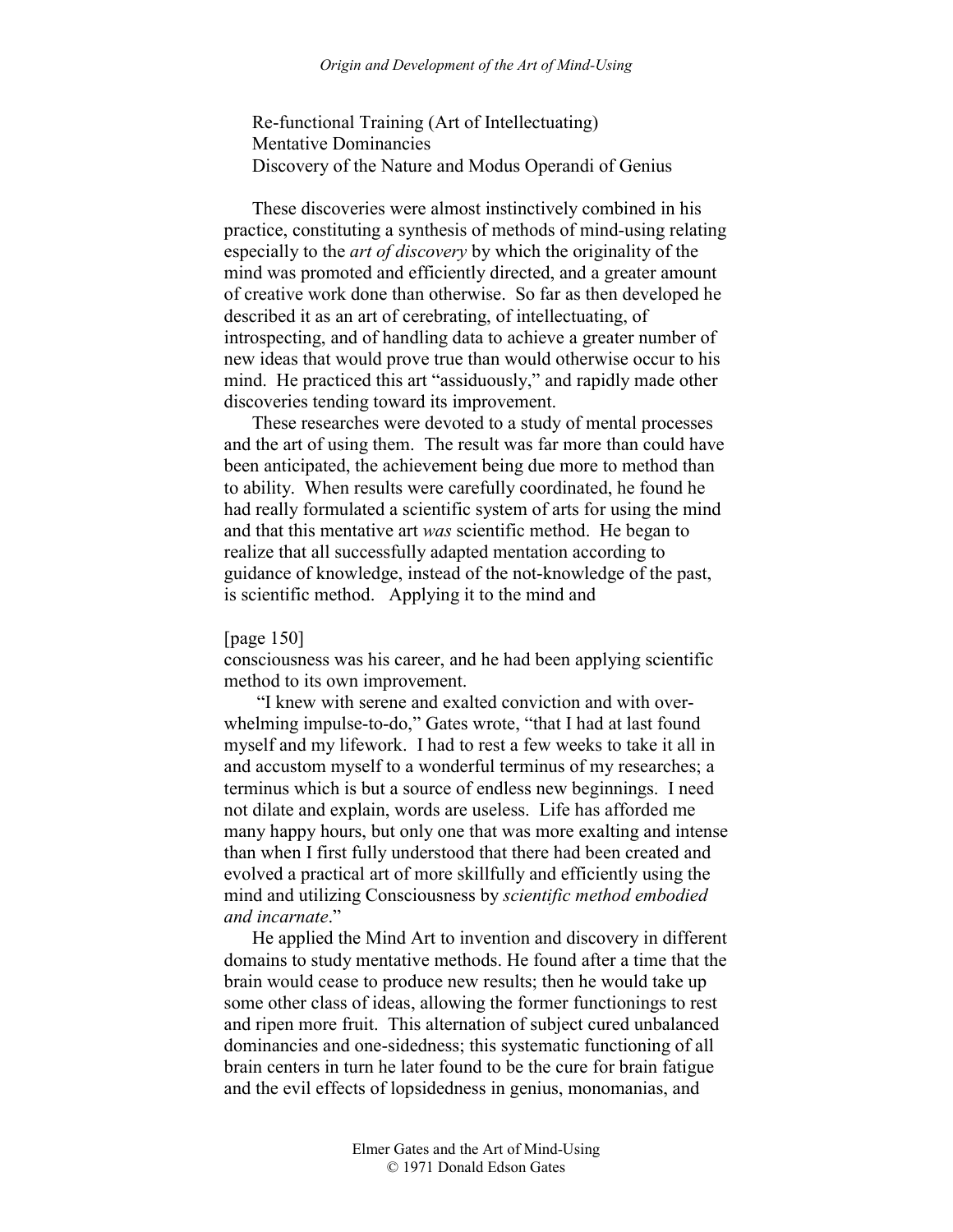Re-functional Training (Art of Intellectuating)
Mentative Dominancies
Discovery of the Nature and Modus Operandi of Genius

These discoveries were almost instinctively combined in his practice, constituting a synthesis of methods of mind-using relating especially to the *art of discovery* by which the originality of the mind was promoted and efficiently directed, and a greater amount of creative work done than otherwise. So far as then developed he described it as an art of cerebrating, of intellectuating, of introspecting, and of handling data to achieve a greater number of new ideas that would prove true than would otherwise occur to his mind. He practiced this art "assiduously," and rapidly made other discoveries tending toward its improvement.

These researches were devoted to a study of mental processes and the art of using them. The result was far more than could have been anticipated, the achievement being due more to method than to ability. When results were carefully coordinated, he found he had really formulated a scientific system of arts for using the mind and that this mentative art *was* scientific method. He began to realize that all successfully adapted mentation according to guidance of knowledge, instead of the not-knowledge of the past, is scientific method. Applying it to the mind and

[page 150]

consciousness was his career, and he had been applying scientific method to its own improvement.

"I knew with serene and exalted conviction and with overwhelming impulse-to-do," Gates wrote, "that I had at last found myself and my lifework. I had to rest a few weeks to take it all in and accustom myself to a wonderful terminus of my researches; a terminus which is but a source of endless new beginnings. I need not dilate and explain, words are useless. Life has afforded me many happy hours, but only one that was more exalting and intense than when I first fully understood that there had been created and evolved a practical art of more skillfully and efficiently using the mind and utilizing Consciousness by *scientific method embodied and incarnate*."

He applied the Mind Art to invention and discovery in different domains to study mentative methods. He found after a time that the brain would cease to produce new results; then he would take up some other class of ideas, allowing the former functionings to rest and ripen more fruit. This alternation of subject cured unbalanced dominancies and one-sidedness; this systematic functioning of all brain centers in turn he later found to be the cure for brain fatigue and the evil effects of lopsidedness in genius, monomanias, and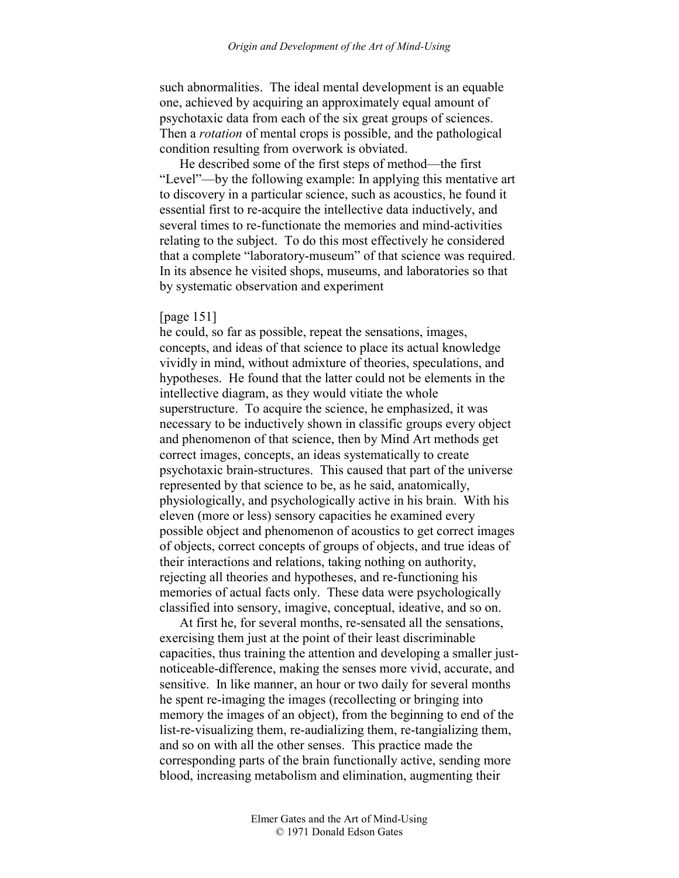such abnormalities. The ideal mental development is an equable one, achieved by acquiring an approximately equal amount of psychotaxic data from each of the six great groups of sciences. Then a *rotation* of mental crops is possible, and the pathological condition resulting from overwork is obviated.

He described some of the first steps of method—the first "Level"—by the following example: In applying this mentative art to discovery in a particular science, such as acoustics, he found it essential first to re-acquire the intellective data inductively, and several times to re-functionate the memories and mind-activities relating to the subject. To do this most effectively he considered that a complete "laboratory-museum" of that science was required. In its absence he visited shops, museums, and laboratories so that by systematic observation and experiment

[page 151]
he could, so far as possible, repeat the sensations, images, concepts, and ideas of that science to place its actual knowledge vividly in mind, without admixture of theories, speculations, and hypotheses. He found that the latter could not be elements in the intellective diagram, as they would vitiate the whole superstructure. To acquire the science, he emphasized, it was necessary to be inductively shown in classific groups every object and phenomenon of that science, then by Mind Art methods get correct images, concepts, an ideas systematically to create psychotaxic brain-structures. This caused that part of the universe represented by that science to be, as he said, anatomically, physiologically, and psychologically active in his brain. With his eleven (more or less) sensory capacities he examined every possible object and phenomenon of acoustics to get correct images of objects, correct concepts of groups of objects, and true ideas of their interactions and relations, taking nothing on authority, rejecting all theories and hypotheses, and re-functioning his memories of actual facts only. These data were psychologically classified into sensory, imagive, conceptual, ideative, and so on.

At first he, for several months, re-sensated all the sensations, exercising them just at the point of their least discriminable capacities, thus training the attention and developing a smaller just-noticeable-difference, making the senses more vivid, accurate, and sensitive. In like manner, an hour or two daily for several months he spent re-imaging the images (recollecting or bringing into memory the images of an object), from the beginning to end of the list-re-visualizing them, re-audializing them, re-tangializing them, and so on with all the other senses. This practice made the corresponding parts of the brain functionally active, sending more blood, increasing metabolism and elimination, augmenting their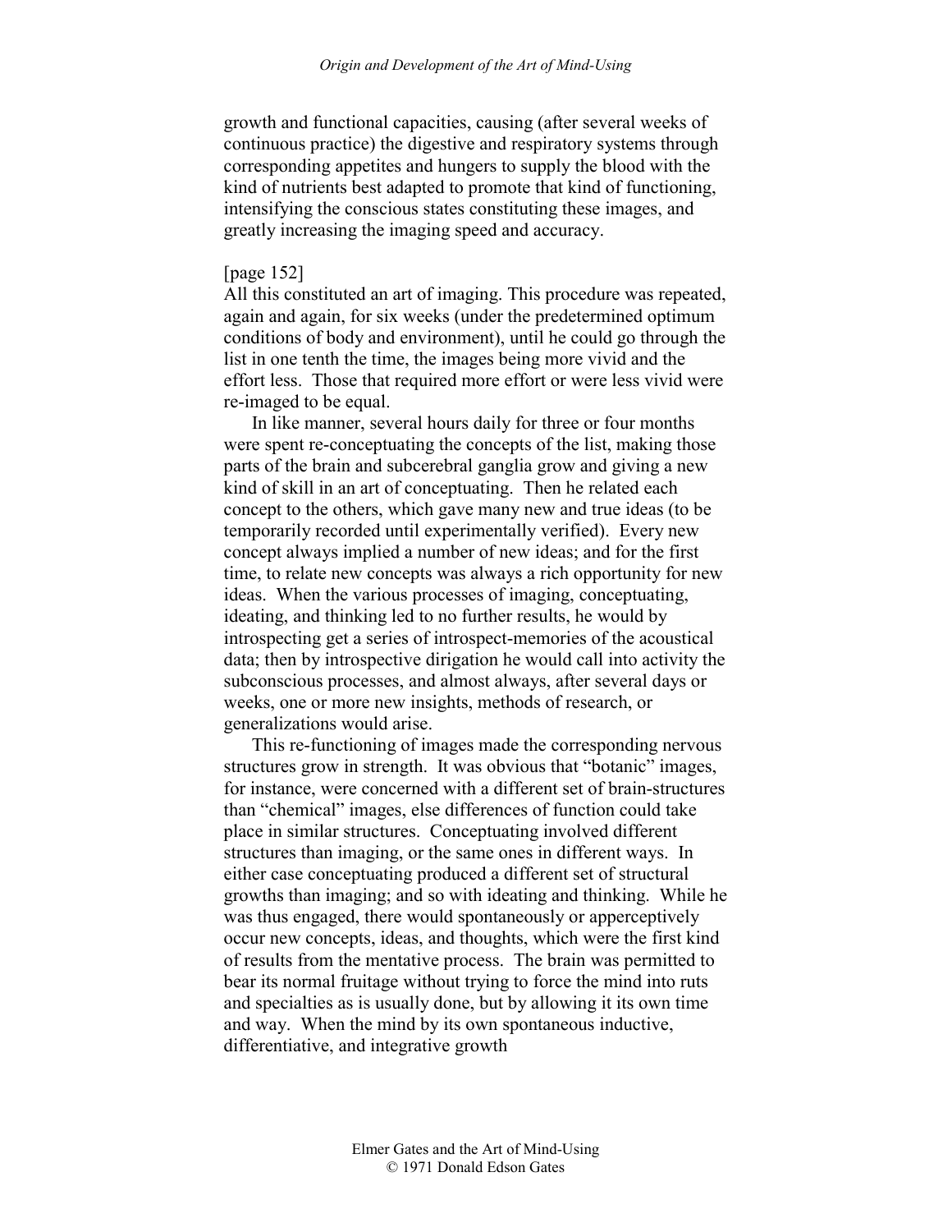growth and functional capacities, causing (after several weeks of continuous practice) the digestive and respiratory systems through corresponding appetites and hungers to supply the blood with the kind of nutrients best adapted to promote that kind of functioning, intensifying the conscious states constituting these images, and greatly increasing the imaging speed and accuracy.

[page 152]

All this constituted an art of imaging. This procedure was repeated, again and again, for six weeks (under the predetermined optimum conditions of body and environment), until he could go through the list in one tenth the time, the images being more vivid and the effort less. Those that required more effort or were less vivid were re-imaged to be equal.

In like manner, several hours daily for three or four months were spent re-conceptuating the concepts of the list, making those parts of the brain and subcerebral ganglia grow and giving a new kind of skill in an art of conceptuating. Then he related each concept to the others, which gave many new and true ideas (to be temporarily recorded until experimentally verified). Every new concept always implied a number of new ideas; and for the first time, to relate new concepts was always a rich opportunity for new ideas. When the various processes of imaging, conceptuating, ideating, and thinking led to no further results, he would by introspecting get a series of introspect-memories of the acoustical data; then by introspective dirigation he would call into activity the subconscious processes, and almost always, after several days or weeks, one or more new insights, methods of research, or generalizations would arise.

This re-functioning of images made the corresponding nervous structures grow in strength. It was obvious that "botanic" images, for instance, were concerned with a different set of brain-structures than "chemical" images, else differences of function could take place in similar structures. Conceptuating involved different structures than imaging, or the same ones in different ways. In either case conceptuating produced a different set of structural growths than imaging; and so with ideating and thinking. While he was thus engaged, there would spontaneously or apperceptively occur new concepts, ideas, and thoughts, which were the first kind of results from the mentative process. The brain was permitted to bear its normal fruitage without trying to force the mind into ruts and specialties as is usually done, but by allowing it its own time and way. When the mind by its own spontaneous inductive, differentiative, and integrative growth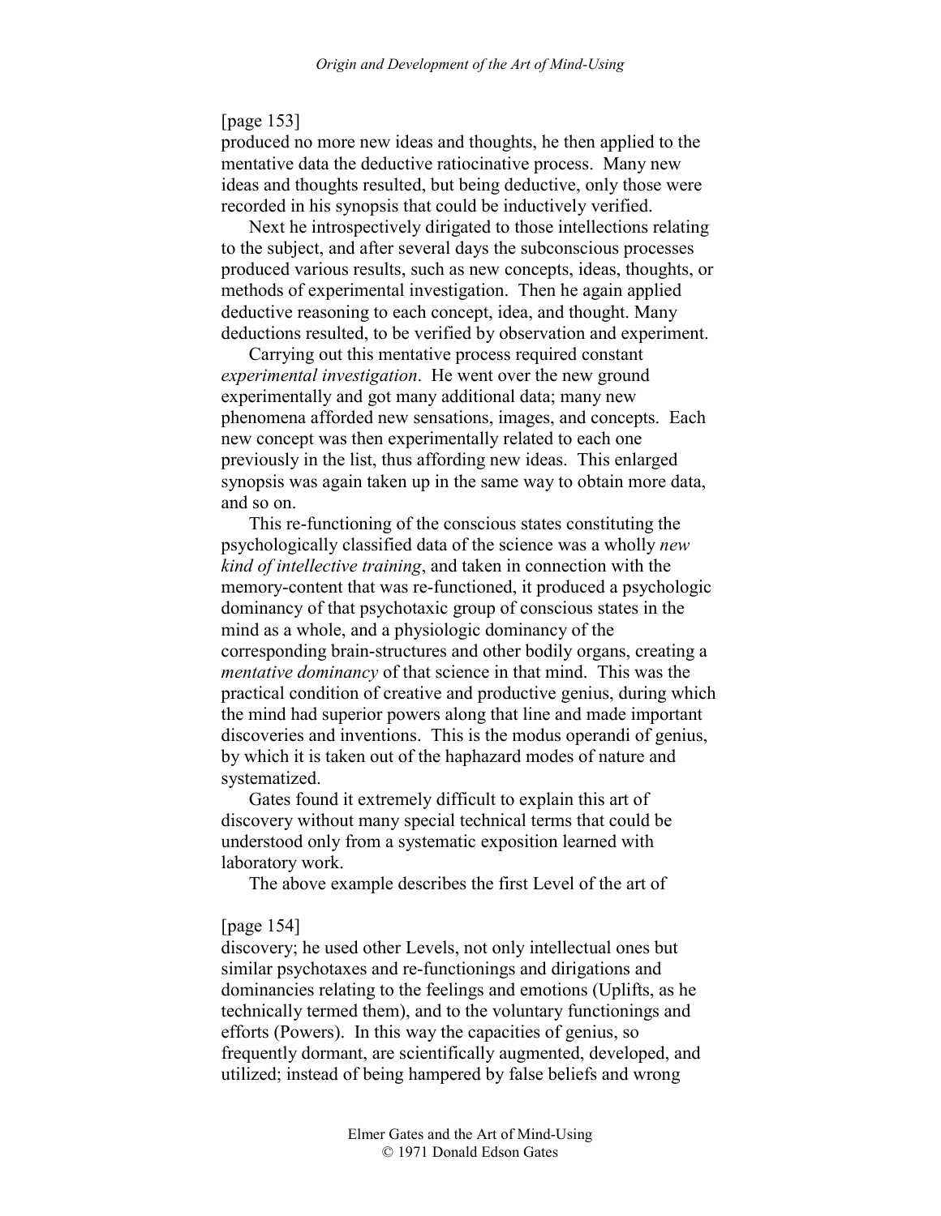[page 153]
produced no more new ideas and thoughts, he then applied to the mentative data the deductive ratiocinative process. Many new ideas and thoughts resulted, but being deductive, only those were recorded in his synopsis that could be inductively verified.

Next he introspectively dirigated to those intellections relating to the subject, and after several days the subconscious processes produced various results, such as new concepts, ideas, thoughts, or methods of experimental investigation. Then he again applied deductive reasoning to each concept, idea, and thought. Many deductions resulted, to be verified by observation and experiment.

Carrying out this mentative process required constant *experimental investigation*. He went over the new ground experimentally and got many additional data; many new phenomena afforded new sensations, images, and concepts. Each new concept was then experimentally related to each one previously in the list, thus affording new ideas. This enlarged synopsis was again taken up in the same way to obtain more data, and so on.

This re-functioning of the conscious states constituting the psychologically classified data of the science was a wholly *new kind of intellective training*, and taken in connection with the memory-content that was re-functioned, it produced a psychologic dominancy of that psychotaxic group of conscious states in the mind as a whole, and a physiologic dominancy of the corresponding brain-structures and other bodily organs, creating a *mentative dominancy* of that science in that mind. This was the practical condition of creative and productive genius, during which the mind had superior powers along that line and made important discoveries and inventions. This is the modus operandi of genius, by which it is taken out of the haphazard modes of nature and systematized.

Gates found it extremely difficult to explain this art of discovery without many special technical terms that could be understood only from a systematic exposition learned with laboratory work.

The above example describes the first Level of the art of

[page 154]
discovery; he used other Levels, not only intellectual ones but similar psychotaxes and re-functionings and dirigations and dominancies relating to the feelings and emotions (Uplifts, as he technically termed them), and to the voluntary functionings and efforts (Powers). In this way the capacities of genius, so frequently dormant, are scientifically augmented, developed, and utilized; instead of being hampered by false beliefs and wrong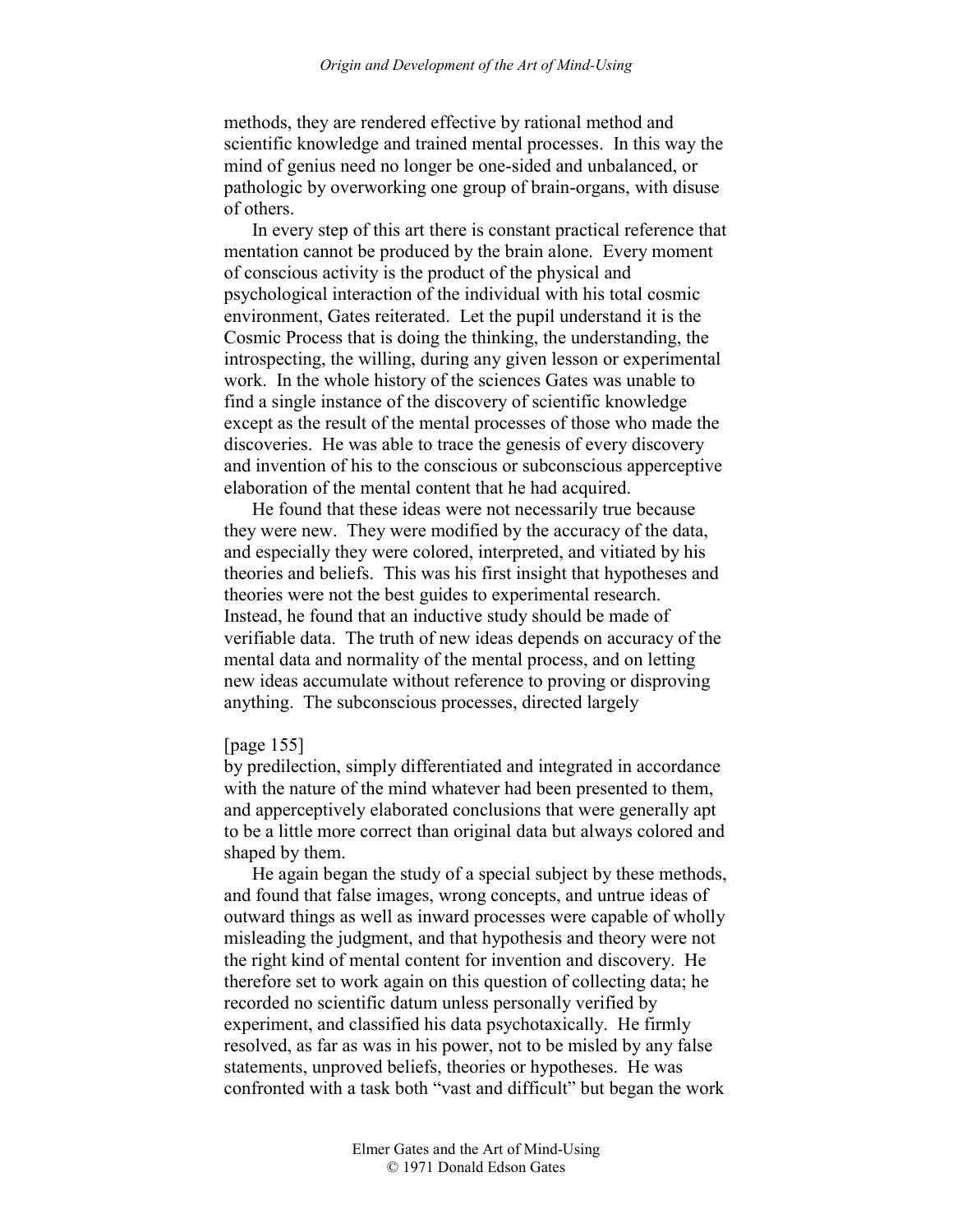methods, they are rendered effective by rational method and scientific knowledge and trained mental processes. In this way the mind of genius need no longer be one-sided and unbalanced, or pathologic by overworking one group of brain-organs, with disuse of others.

In every step of this art there is constant practical reference that mentation cannot be produced by the brain alone. Every moment of conscious activity is the product of the physical and psychological interaction of the individual with his total cosmic environment, Gates reiterated. Let the pupil understand it is the Cosmic Process that is doing the thinking, the understanding, the introspecting, the willing, during any given lesson or experimental work. In the whole history of the sciences Gates was unable to find a single instance of the discovery of scientific knowledge except as the result of the mental processes of those who made the discoveries. He was able to trace the genesis of every discovery and invention of his to the conscious or subconscious apperceptive elaboration of the mental content that he had acquired.

He found that these ideas were not necessarily true because they were new. They were modified by the accuracy of the data, and especially they were colored, interpreted, and vitiated by his theories and beliefs. This was his first insight that hypotheses and theories were not the best guides to experimental research. Instead, he found that an inductive study should be made of verifiable data. The truth of new ideas depends on accuracy of the mental data and normality of the mental process, and on letting new ideas accumulate without reference to proving or disproving anything. The subconscious processes, directed largely

[page 155]

by predilection, simply differentiated and integrated in accordance with the nature of the mind whatever had been presented to them, and apperceptively elaborated conclusions that were generally apt to be a little more correct than original data but always colored and shaped by them.

He again began the study of a special subject by these methods, and found that false images, wrong concepts, and untrue ideas of outward things as well as inward processes were capable of wholly misleading the judgment, and that hypothesis and theory were not the right kind of mental content for invention and discovery. He therefore set to work again on this question of collecting data; he recorded no scientific datum unless personally verified by experiment, and classified his data psychotaxically. He firmly resolved, as far as was in his power, not to be misled by any false statements, unproved beliefs, theories or hypotheses. He was confronted with a task both "vast and difficult" but began the work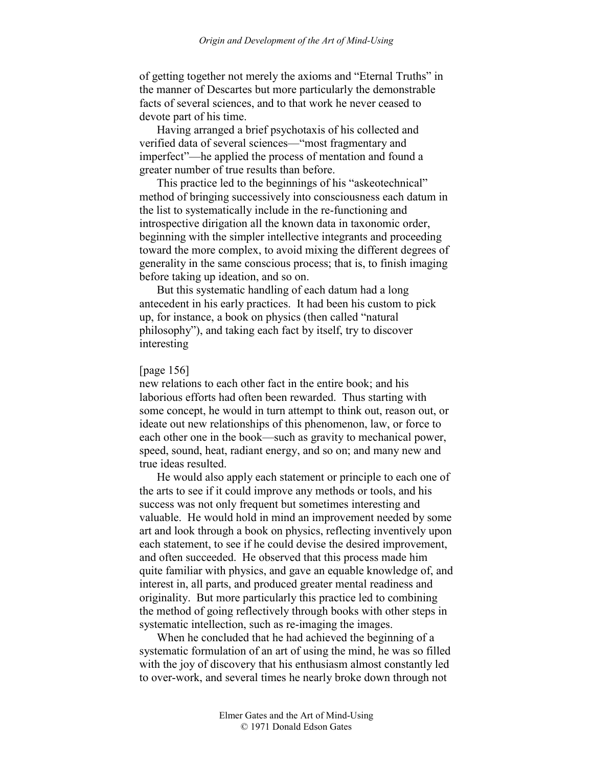of getting together not merely the axioms and "Eternal Truths" in the manner of Descartes but more particularly the demonstrable facts of several sciences, and to that work he never ceased to devote part of his time.

Having arranged a brief psychotaxis of his collected and verified data of several sciences—"most fragmentary and imperfect"—he applied the process of mentation and found a greater number of true results than before.

This practice led to the beginnings of his "askeotechnical" method of bringing successively into consciousness each datum in the list to systematically include in the re-functioning and introspective dirigation all the known data in taxonomic order, beginning with the simpler intellective integrants and proceeding toward the more complex, to avoid mixing the different degrees of generality in the same conscious process; that is, to finish imaging before taking up ideation, and so on.

But this systematic handling of each datum had a long antecedent in his early practices. It had been his custom to pick up, for instance, a book on physics (then called "natural philosophy"), and taking each fact by itself, try to discover interesting

[page 156]

new relations to each other fact in the entire book; and his laborious efforts had often been rewarded. Thus starting with some concept, he would in turn attempt to think out, reason out, or ideate out new relationships of this phenomenon, law, or force to each other one in the book—such as gravity to mechanical power, speed, sound, heat, radiant energy, and so on; and many new and true ideas resulted.

He would also apply each statement or principle to each one of the arts to see if it could improve any methods or tools, and his success was not only frequent but sometimes interesting and valuable. He would hold in mind an improvement needed by some art and look through a book on physics, reflecting inventively upon each statement, to see if he could devise the desired improvement, and often succeeded. He observed that this process made him quite familiar with physics, and gave an equable knowledge of, and interest in, all parts, and produced greater mental readiness and originality. But more particularly this practice led to combining the method of going reflectively through books with other steps in systematic intellection, such as re-imaging the images.

When he concluded that he had achieved the beginning of a systematic formulation of an art of using the mind, he was so filled with the joy of discovery that his enthusiasm almost constantly led to over-work, and several times he nearly broke down through not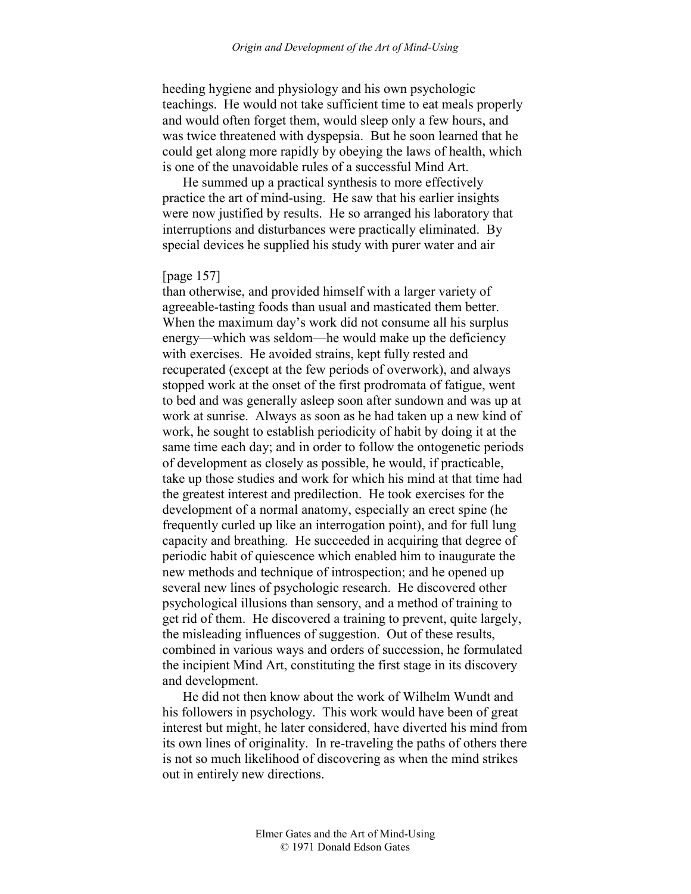heeding hygiene and physiology and his own psychologic teachings. He would not take sufficient time to eat meals properly and would often forget them, would sleep only a few hours, and was twice threatened with dyspepsia. But he soon learned that he could get along more rapidly by obeying the laws of health, which is one of the unavoidable rules of a successful Mind Art.

He summed up a practical synthesis to more effectively practice the art of mind-using. He saw that his earlier insights were now justified by results. He so arranged his laboratory that interruptions and disturbances were practically eliminated. By special devices he supplied his study with purer water and air

[page 157]
than otherwise, and provided himself with a larger variety of agreeable-tasting foods than usual and masticated them better. When the maximum day's work did not consume all his surplus energy—which was seldom—he would make up the deficiency with exercises. He avoided strains, kept fully rested and recuperated (except at the few periods of overwork), and always stopped work at the onset of the first prodromata of fatigue, went to bed and was generally asleep soon after sundown and was up at work at sunrise. Always as soon as he had taken up a new kind of work, he sought to establish periodicity of habit by doing it at the same time each day; and in order to follow the ontogenetic periods of development as closely as possible, he would, if practicable, take up those studies and work for which his mind at that time had the greatest interest and predilection. He took exercises for the development of a normal anatomy, especially an erect spine (he frequently curled up like an interrogation point), and for full lung capacity and breathing. He succeeded in acquiring that degree of periodic habit of quiescence which enabled him to inaugurate the new methods and technique of introspection; and he opened up several new lines of psychologic research. He discovered other psychological illusions than sensory, and a method of training to get rid of them. He discovered a training to prevent, quite largely, the misleading influences of suggestion. Out of these results, combined in various ways and orders of succession, he formulated the incipient Mind Art, constituting the first stage in its discovery and development.

He did not then know about the work of Wilhelm Wundt and his followers in psychology. This work would have been of great interest but might, he later considered, have diverted his mind from its own lines of originality. In re-traveling the paths of others there is not so much likelihood of discovering as when the mind strikes out in entirely new directions.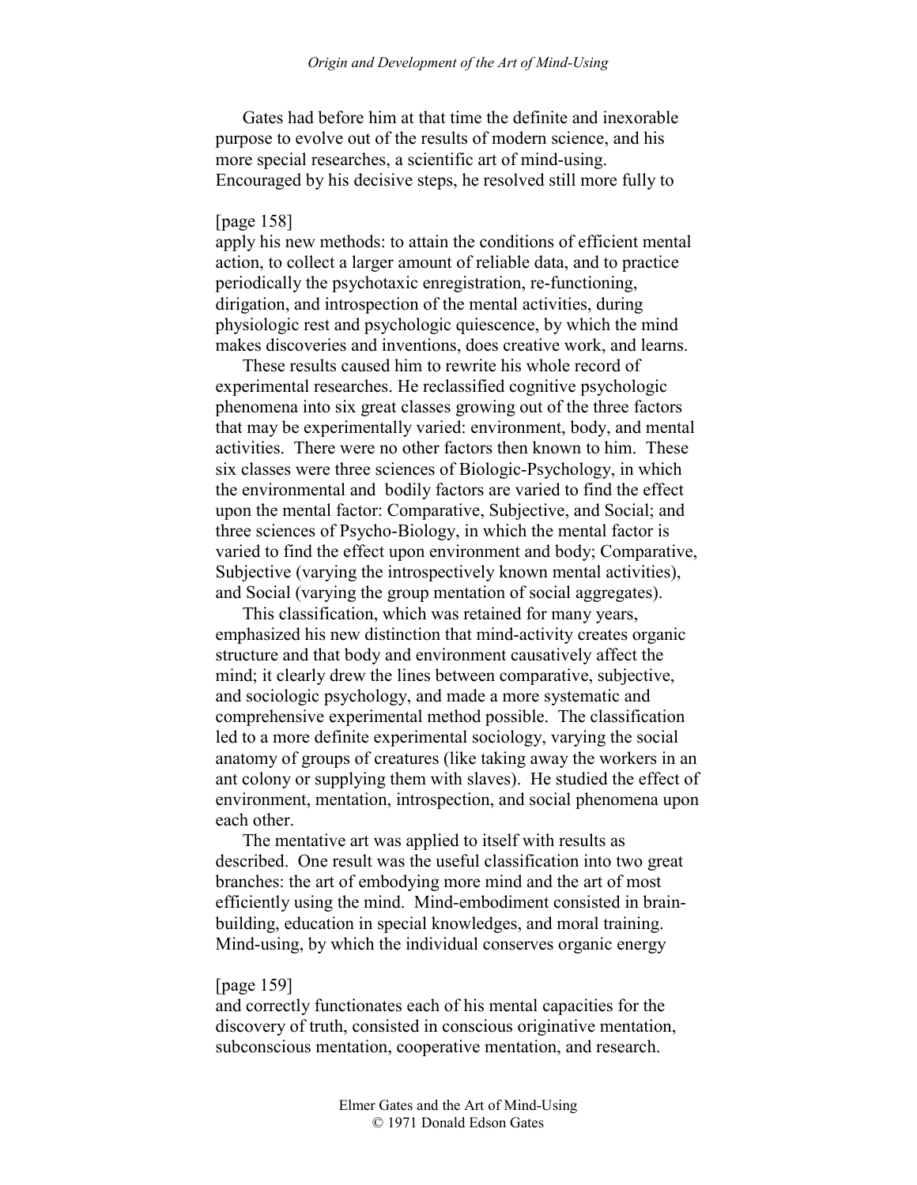Gates had before him at that time the definite and inexorable purpose to evolve out of the results of modern science, and his more special researches, a scientific art of mind-using. Encouraged by his decisive steps, he resolved still more fully to

[page 158]

apply his new methods: to attain the conditions of efficient mental action, to collect a larger amount of reliable data, and to practice periodically the psychotaxic enregistration, re-functioning, dirigation, and introspection of the mental activities, during physiologic rest and psychologic quiescence, by which the mind makes discoveries and inventions, does creative work, and learns.

These results caused him to rewrite his whole record of experimental researches. He reclassified cognitive psychologic phenomena into six great classes growing out of the three factors that may be experimentally varied: environment, body, and mental activities. There were no other factors then known to him. These six classes were three sciences of Biologic-Psychology, in which the environmental and bodily factors are varied to find the effect upon the mental factor: Comparative, Subjective, and Social; and three sciences of Psycho-Biology, in which the mental factor is varied to find the effect upon environment and body; Comparative, Subjective (varying the introspectively known mental activities), and Social (varying the group mentation of social aggregates).

This classification, which was retained for many years, emphasized his new distinction that mind-activity creates organic structure and that body and environment causatively affect the mind; it clearly drew the lines between comparative, subjective, and sociologic psychology, and made a more systematic and comprehensive experimental method possible. The classification led to a more definite experimental sociology, varying the social anatomy of groups of creatures (like taking away the workers in an ant colony or supplying them with slaves). He studied the effect of environment, mentation, introspection, and social phenomena upon each other.

The mentative art was applied to itself with results as described. One result was the useful classification into two great branches: the art of embodying more mind and the art of most efficiently using the mind. Mind-embodiment consisted in brain-building, education in special knowledges, and moral training. Mind-using, by which the individual conserves organic energy

[page 159]

and correctly functionates each of his mental capacities for the discovery of truth, consisted in conscious originative mentation, subconscious mentation, cooperative mentation, and research.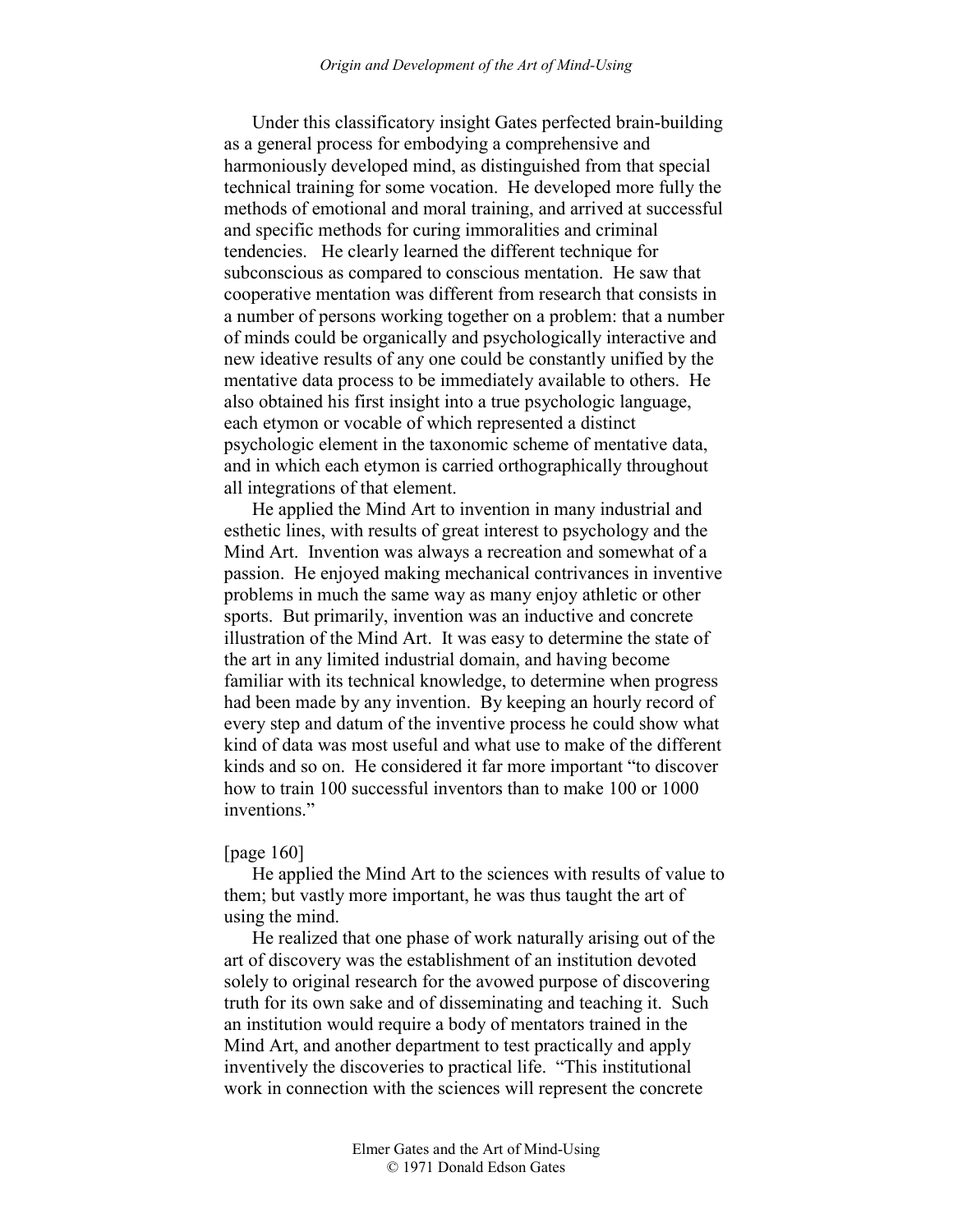Under this classificatory insight Gates perfected brain-building as a general process for embodying a comprehensive and harmoniously developed mind, as distinguished from that special technical training for some vocation. He developed more fully the methods of emotional and moral training, and arrived at successful and specific methods for curing immoralities and criminal tendencies. He clearly learned the different technique for subconscious as compared to conscious mentation. He saw that cooperative mentation was different from research that consists in a number of persons working together on a problem: that a number of minds could be organically and psychologically interactive and new ideative results of any one could be constantly unified by the mentative data process to be immediately available to others. He also obtained his first insight into a true psychologic language, each etymon or vocable of which represented a distinct psychologic element in the taxonomic scheme of mentative data, and in which each etymon is carried orthographically throughout all integrations of that element.

He applied the Mind Art to invention in many industrial and esthetic lines, with results of great interest to psychology and the Mind Art. Invention was always a recreation and somewhat of a passion. He enjoyed making mechanical contrivances in inventive problems in much the same way as many enjoy athletic or other sports. But primarily, invention was an inductive and concrete illustration of the Mind Art. It was easy to determine the state of the art in any limited industrial domain, and having become familiar with its technical knowledge, to determine when progress had been made by any invention. By keeping an hourly record of every step and datum of the inventive process he could show what kind of data was most useful and what use to make of the different kinds and so on. He considered it far more important "to discover how to train 100 successful inventors than to make 100 or 1000 inventions."

[page 160]

He applied the Mind Art to the sciences with results of value to them; but vastly more important, he was thus taught the art of using the mind.

He realized that one phase of work naturally arising out of the art of discovery was the establishment of an institution devoted solely to original research for the avowed purpose of discovering truth for its own sake and of disseminating and teaching it. Such an institution would require a body of mentators trained in the Mind Art, and another department to test practically and apply inventively the discoveries to practical life. "This institutional work in connection with the sciences will represent the concrete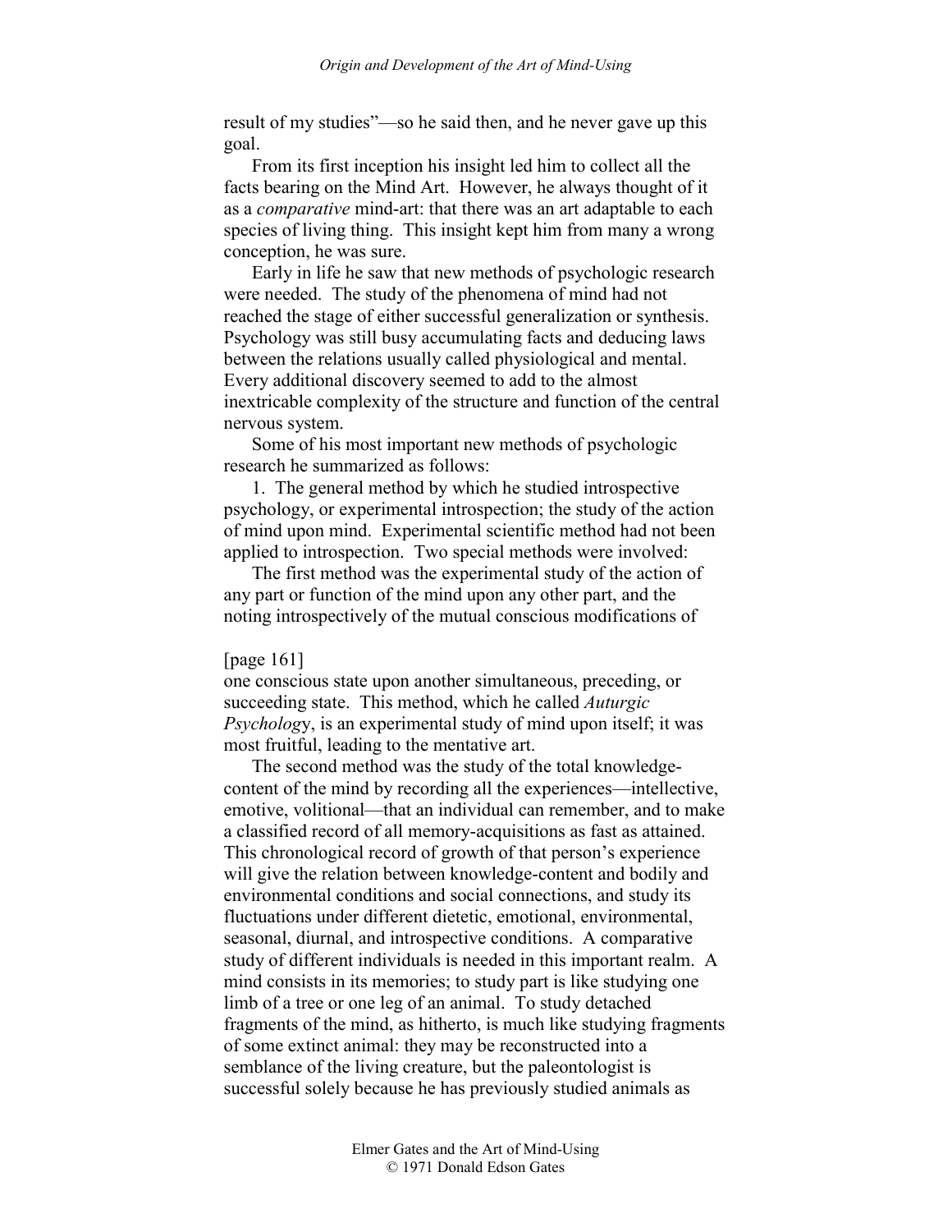result of my studies"—so he said then, and he never gave up this goal.

From its first inception his insight led him to collect all the facts bearing on the Mind Art. However, he always thought of it as a *comparative* mind-art: that there was an art adaptable to each species of living thing. This insight kept him from many a wrong conception, he was sure.

Early in life he saw that new methods of psychologic research were needed. The study of the phenomena of mind had not reached the stage of either successful generalization or synthesis. Psychology was still busy accumulating facts and deducing laws between the relations usually called physiological and mental. Every additional discovery seemed to add to the almost inextricable complexity of the structure and function of the central nervous system.

Some of his most important new methods of psychologic research he summarized as follows:

1. The general method by which he studied introspective psychology, or experimental introspection; the study of the action of mind upon mind. Experimental scientific method had not been applied to introspection. Two special methods were involved:

The first method was the experimental study of the action of any part or function of the mind upon any other part, and the noting introspectively of the mutual conscious modifications of

[page 161]

one conscious state upon another simultaneous, preceding, or succeeding state. This method, which he called *Auturgic Psychology*, is an experimental study of mind upon itself; it was most fruitful, leading to the mentative art.

The second method was the study of the total knowledge-content of the mind by recording all the experiences—intellective, emotive, volitional—that an individual can remember, and to make a classified record of all memory-acquisitions as fast as attained. This chronological record of growth of that person's experience will give the relation between knowledge-content and bodily and environmental conditions and social connections, and study its fluctuations under different dietetic, emotional, environmental, seasonal, diurnal, and introspective conditions. A comparative study of different individuals is needed in this important realm. A mind consists in its memories; to study part is like studying one limb of a tree or one leg of an animal. To study detached fragments of the mind, as hitherto, is much like studying fragments of some extinct animal: they may be reconstructed into a semblance of the living creature, but the paleontologist is successful solely because he has previously studied animals as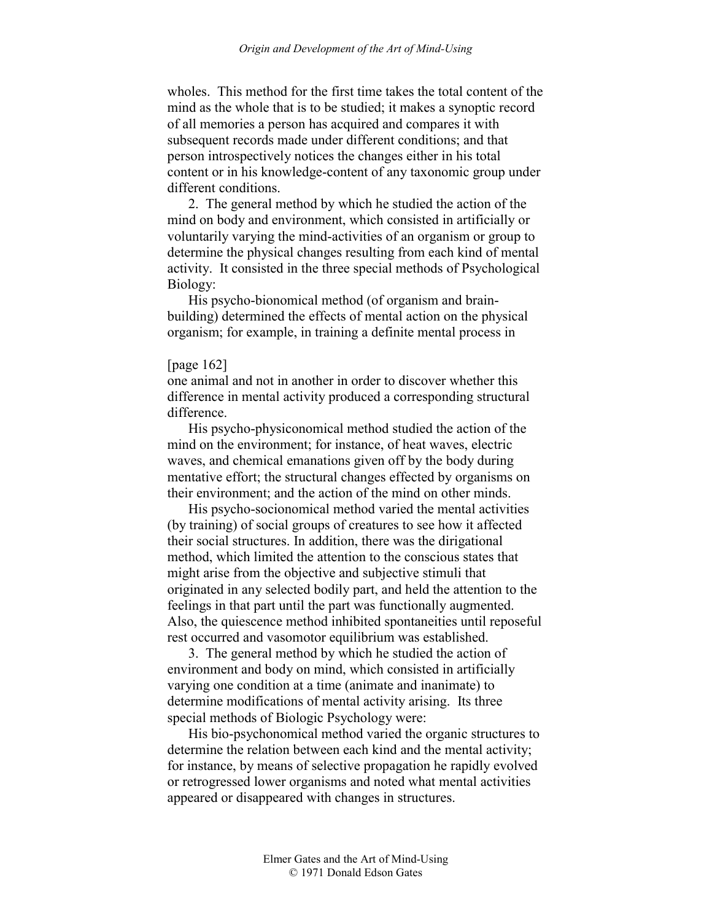wholes. This method for the first time takes the total content of the mind as the whole that is to be studied; it makes a synoptic record of all memories a person has acquired and compares it with subsequent records made under different conditions; and that person introspectively notices the changes either in his total content or in his knowledge-content of any taxonomic group under different conditions.

2. The general method by which he studied the action of the mind on body and environment, which consisted in artificially or voluntarily varying the mind-activities of an organism or group to determine the physical changes resulting from each kind of mental activity. It consisted in the three special methods of Psychological Biology:

His psycho-bionomical method (of organism and brain-building) determined the effects of mental action on the physical organism; for example, in training a definite mental process in

[page 162]

one animal and not in another in order to discover whether this difference in mental activity produced a corresponding structural difference.

His psycho-physiconomical method studied the action of the mind on the environment; for instance, of heat waves, electric waves, and chemical emanations given off by the body during mentative effort; the structural changes effected by organisms on their environment; and the action of the mind on other minds.

His psycho-socionomical method varied the mental activities (by training) of social groups of creatures to see how it affected their social structures. In addition, there was the dirigational method, which limited the attention to the conscious states that might arise from the objective and subjective stimuli that originated in any selected bodily part, and held the attention to the feelings in that part until the part was functionally augmented. Also, the quiescence method inhibited spontaneities until reposeful rest occurred and vasomotor equilibrium was established.

3. The general method by which he studied the action of environment and body on mind, which consisted in artificially varying one condition at a time (animate and inanimate) to determine modifications of mental activity arising. Its three special methods of Biologic Psychology were:

His bio-psychonomical method varied the organic structures to determine the relation between each kind and the mental activity; for instance, by means of selective propagation he rapidly evolved or retrogressed lower organisms and noted what mental activities appeared or disappeared with changes in structures.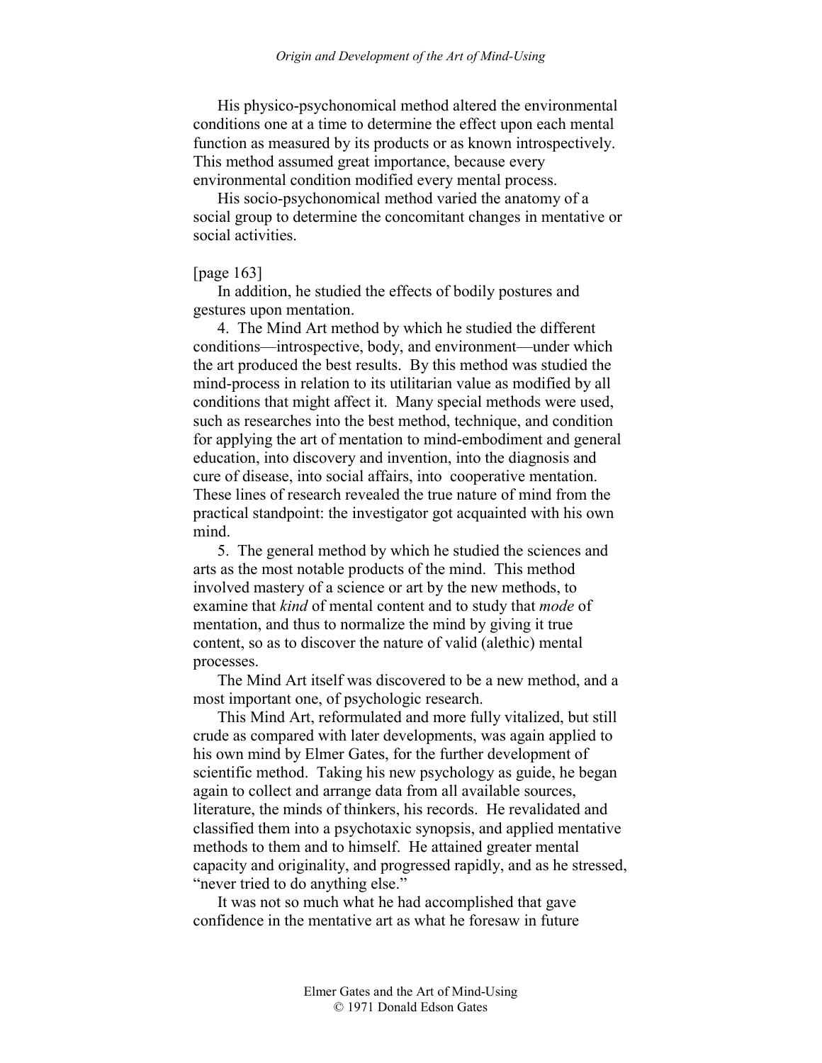His physico-psychonomical method altered the environmental conditions one at a time to determine the effect upon each mental function as measured by its products or as known introspectively. This method assumed great importance, because every environmental condition modified every mental process.

His socio-psychonomical method varied the anatomy of a social group to determine the concomitant changes in mentative or social activities.

[page 163]

In addition, he studied the effects of bodily postures and gestures upon mentation.

4. The Mind Art method by which he studied the different conditions—introspective, body, and environment—under which the art produced the best results. By this method was studied the mind-process in relation to its utilitarian value as modified by all conditions that might affect it. Many special methods were used, such as researches into the best method, technique, and condition for applying the art of mentation to mind-embodiment and general education, into discovery and invention, into the diagnosis and cure of disease, into social affairs, into cooperative mentation. These lines of research revealed the true nature of mind from the practical standpoint: the investigator got acquainted with his own mind.

5. The general method by which he studied the sciences and arts as the most notable products of the mind. This method involved mastery of a science or art by the new methods, to examine that *kind* of mental content and to study that *mode* of mentation, and thus to normalize the mind by giving it true content, so as to discover the nature of valid (alethic) mental processes.

The Mind Art itself was discovered to be a new method, and a most important one, of psychologic research.

This Mind Art, reformulated and more fully vitalized, but still crude as compared with later developments, was again applied to his own mind by Elmer Gates, for the further development of scientific method. Taking his new psychology as guide, he began again to collect and arrange data from all available sources, literature, the minds of thinkers, his records. He revalidated and classified them into a psychotaxic synopsis, and applied mentative methods to them and to himself. He attained greater mental capacity and originality, and progressed rapidly, and as he stressed, "never tried to do anything else."

It was not so much what he had accomplished that gave confidence in the mentative art as what he foresaw in future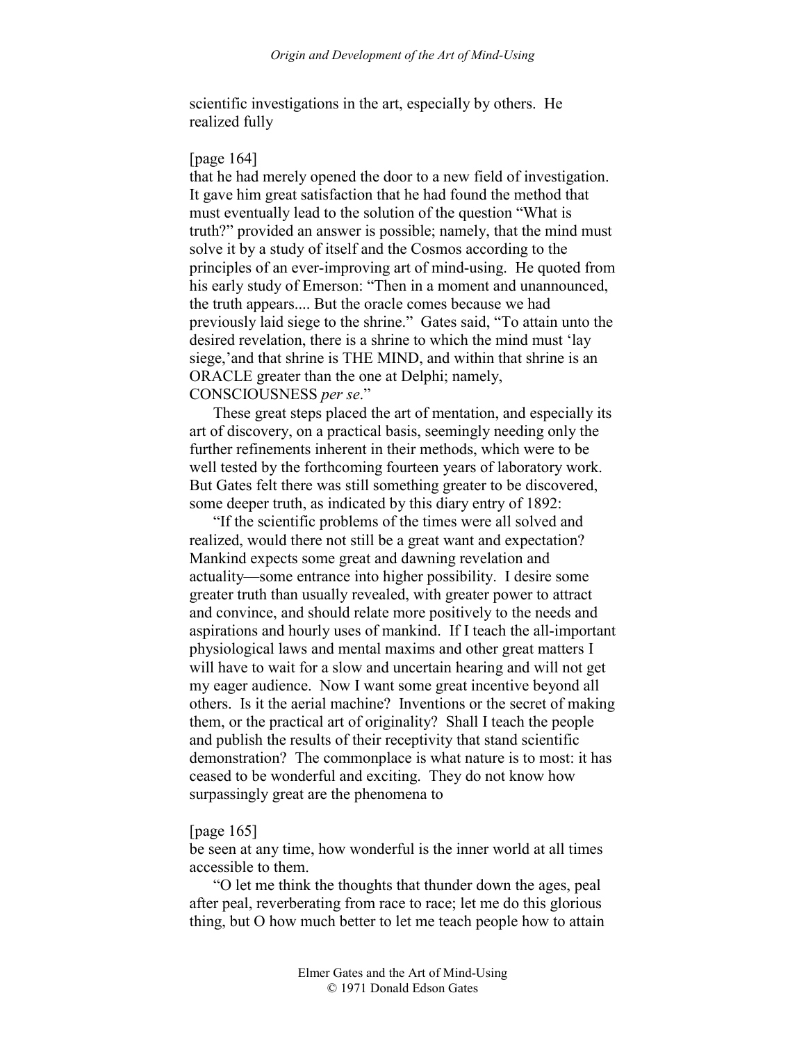scientific investigations in the art, especially by others. He realized fully

[page 164]
that he had merely opened the door to a new field of investigation. It gave him great satisfaction that he had found the method that must eventually lead to the solution of the question "What is truth?" provided an answer is possible; namely, that the mind must solve it by a study of itself and the Cosmos according to the principles of an ever-improving art of mind-using. He quoted from his early study of Emerson: "Then in a moment and unannounced, the truth appears.... But the oracle comes because we had previously laid siege to the shrine." Gates said, "To attain unto the desired revelation, there is a shrine to which the mind must 'lay siege,'and that shrine is THE MIND, and within that shrine is an ORACLE greater than the one at Delphi; namely, CONSCIOUSNESS *per se*."

These great steps placed the art of mentation, and especially its art of discovery, on a practical basis, seemingly needing only the further refinements inherent in their methods, which were to be well tested by the forthcoming fourteen years of laboratory work. But Gates felt there was still something greater to be discovered, some deeper truth, as indicated by this diary entry of 1892:

"If the scientific problems of the times were all solved and realized, would there not still be a great want and expectation? Mankind expects some great and dawning revelation and actuality—some entrance into higher possibility. I desire some greater truth than usually revealed, with greater power to attract and convince, and should relate more positively to the needs and aspirations and hourly uses of mankind. If I teach the all-important physiological laws and mental maxims and other great matters I will have to wait for a slow and uncertain hearing and will not get my eager audience. Now I want some great incentive beyond all others. Is it the aerial machine? Inventions or the secret of making them, or the practical art of originality? Shall I teach the people and publish the results of their receptivity that stand scientific demonstration? The commonplace is what nature is to most: it has ceased to be wonderful and exciting. They do not know how surpassingly great are the phenomena to

[page 165]
be seen at any time, how wonderful is the inner world at all times accessible to them.

"O let me think the thoughts that thunder down the ages, peal after peal, reverberating from race to race; let me do this glorious thing, but O how much better to let me teach people how to attain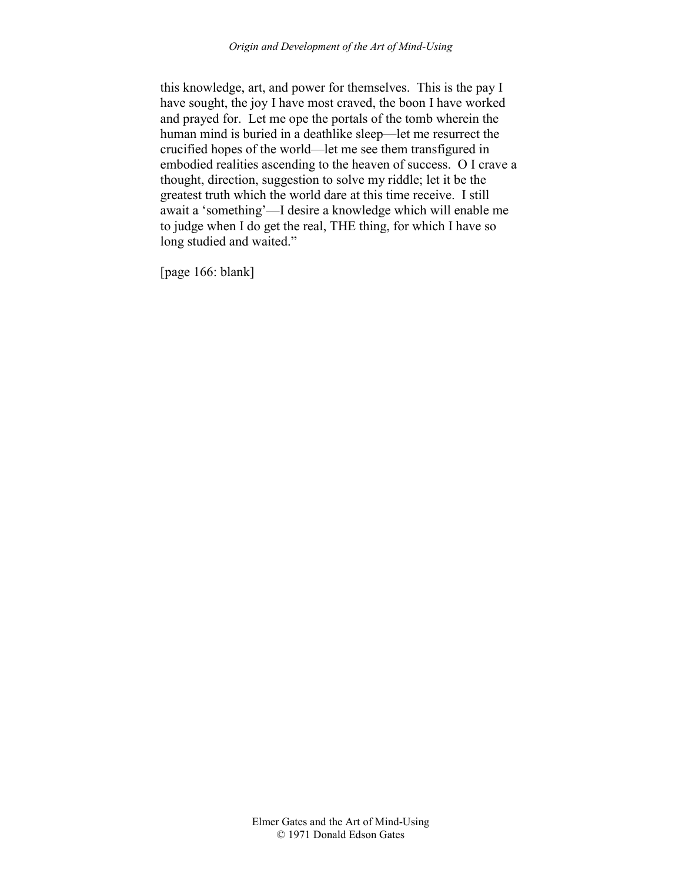this knowledge, art, and power for themselves. This is the pay I have sought, the joy I have most craved, the boon I have worked and prayed for. Let me ope the portals of the tomb wherein the human mind is buried in a deathlike sleep—let me resurrect the crucified hopes of the world—let me see them transfigured in embodied realities ascending to the heaven of success. O I crave a thought, direction, suggestion to solve my riddle; let it be the greatest truth which the world dare at this time receive. I still await a 'something'—I desire a knowledge which will enable me to judge when I do get the real, THE thing, for which I have so long studied and waited."

[page 166: blank]